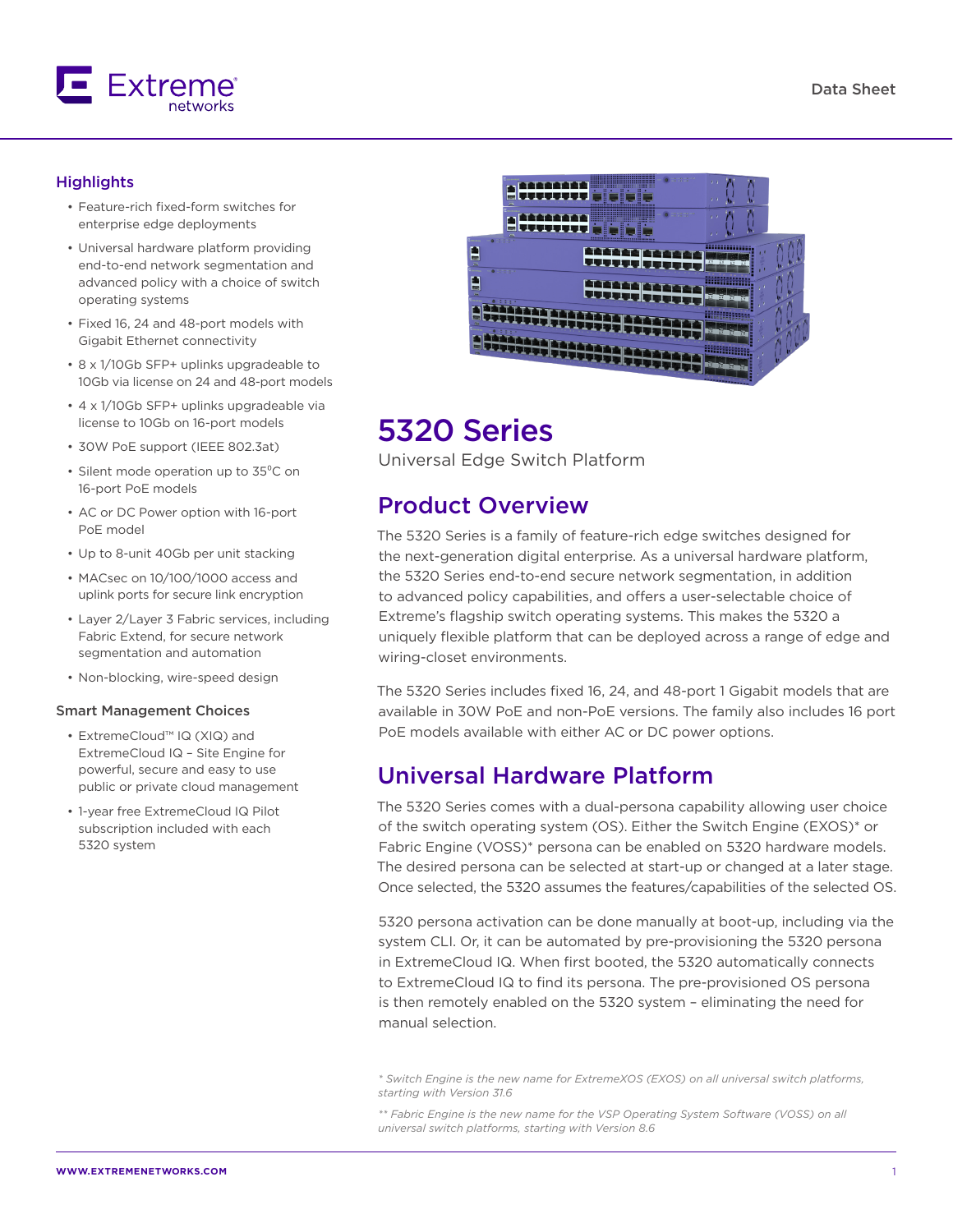Data Sheet

## Highlights

- Feature-rich fixed-form switches for enterprise edge deployments
- Universal hardware platform providing end-to-end network segmentation and advanced policy with a choice of switch operating systems
- Fixed 16, 24 and 48-port models with Gigabit Ethernet connectivity
- 8 x 1/10Gb SFP+ uplinks upgradeable to 10Gb via license on 24 and 48-port models
- 4 x 1/10Gb SFP+ uplinks upgradeable via license to 10Gb on 16-port models
- 30W PoE support (IEEE 802.3at)
- Silent mode operation up to 35°C on 16-port PoE models
- AC or DC Power option with 16-port PoE model
- Up to 8-unit 40Gb per unit stacking
- MACsec on 10/100/1000 access and uplink ports for secure link encryption
- Layer 2/Layer 3 Fabric services, including Fabric Extend, for secure network segmentation and automation
- Non-blocking, wire-speed design

### Smart Management Choices

- ExtremeCloud™ IQ (XIQ) and ExtremeCloud IQ – Site Engine for powerful, secure and easy to use public or private cloud management
- 1-year free ExtremeCloud IQ Pilot subscription included with each 5320 system

# 5320 Series

Universal Edge Switch Platform

## Product Overview

The 5320 Series is a family of feature-rich edge switches designed for the next-generation digital enterprise. As a universal hardware platform, the 5320 Series end-to-end secure network segmentation, in addition to advanced policy capabilities, and offers a user-selectable choice of Extreme's flagship switch operating systems. This makes the 5320 a uniquely flexible platform that can be deployed across a range of edge and wiring-closet environments.

The 5320 Series includes fixed 16, 24, and 48-port 1 Gigabit models that are available in 30W PoE and non-PoE versions. The family also includes 16 port PoE models available with either AC or DC power options.

## Universal Hardware Platform

The 5320 Series comes with a dual-persona capability allowing user choice of the switch operating system (OS). Either the Switch Engine (EXOS)* or Fabric Engine (VOSS)* persona can be enabled on 5320 hardware models. The desired persona can be selected at start-up or changed at a later stage. Once selected, the 5320 assumes the features/capabilities of the selected OS.

5320 persona activation can be done manually at boot-up, including via the system CLI. Or, it can be automated by pre-provisioning the 5320 persona in ExtremeCloud IQ. When first booted, the 5320 automatically connects to ExtremeCloud IQ to find its persona. The pre-provisioned OS persona is then remotely enabled on the 5320 system – eliminating the need for manual selection.

*\* Switch Engine is the new name for ExtremeXOS (EXOS) on all universal switch platforms, starting with Version 31.6*

*\*\* Fabric Engine is the new name for the VSP Operating System Software (VOSS) on all universal switch platforms, starting with Version 8.6*

WWW.EXTREMENETWORKS.COM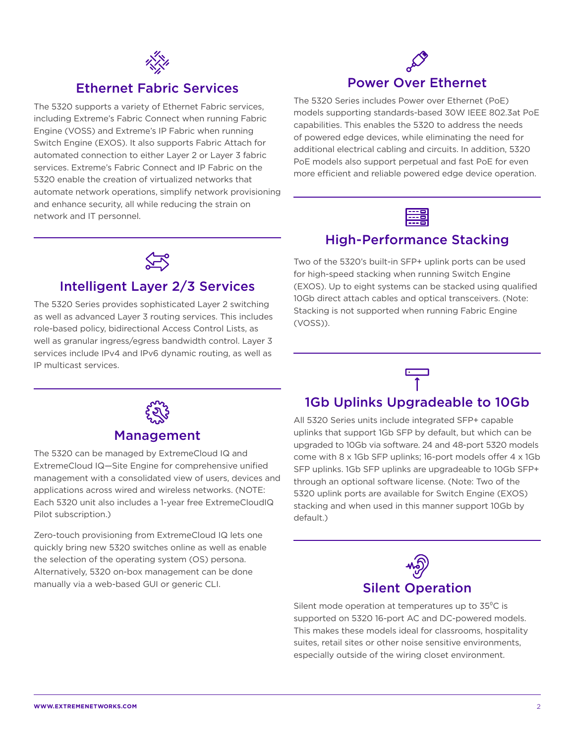## Ethernet Fabric Services

The 5320 supports a variety of Ethernet Fabric services, including Extreme's Fabric Connect when running Fabric Engine (VOSS) and Extreme's IP Fabric when running Switch Engine (EXOS). It also supports Fabric Attach for automated connection to either Layer 2 or Layer 3 fabric services. Extreme's Fabric Connect and IP Fabric on the 5320 enable the creation of virtualized networks that automate network operations, simplify network provisioning and enhance security, all while reducing the strain on network and IT personnel.

## Intelligent Layer 2/3 Services

The 5320 Series provides sophisticated Layer 2 switching as well as advanced Layer 3 routing services. This includes role-based policy, bidirectional Access Control Lists, as well as granular ingress/egress bandwidth control. Layer 3 services include IPv4 and IPv6 dynamic routing, as well as IP multicast services.

## Management

The 5320 can be managed by ExtremeCloud IQ and ExtremeCloud IQ—Site Engine for comprehensive unified management with a consolidated view of users, devices and applications across wired and wireless networks. (NOTE: Each 5320 unit also includes a 1-year free ExtremeCloudIQ Pilot subscription.)

Zero-touch provisioning from ExtremeCloud IQ lets one quickly bring new 5320 switches online as well as enable the selection of the operating system (OS) persona. Alternatively, 5320 on-box management can be done manually via a web-based GUI or generic CLI.

## Power Over Ethernet

The 5320 Series includes Power over Ethernet (PoE) models supporting standards-based 30W IEEE 802.3at PoE capabilities. This enables the 5320 to address the needs of powered edge devices, while eliminating the need for additional electrical cabling and circuits. In addition, 5320 PoE models also support perpetual and fast PoE for even more efficient and reliable powered edge device operation.

## High-Performance Stacking

Two of the 5320's built-in SFP+ uplink ports can be used for high-speed stacking when running Switch Engine (EXOS). Up to eight systems can be stacked using qualified 10Gb direct attach cables and optical transceivers. (Note: Stacking is not supported when running Fabric Engine (VOSS)).

## 1Gb Uplinks Upgradeable to 10Gb

All 5320 Series units include integrated SFP+ capable uplinks that support 1Gb SFP by default, but which can be upgraded to 10Gb via software. 24 and 48-port 5320 models come with 8 x 1Gb SFP uplinks; 16-port models offer 4 x 1Gb SFP uplinks. 1Gb SFP uplinks are upgradeable to 10Gb SFP+ through an optional software license. (Note: Two of the 5320 uplink ports are available for Switch Engine (EXOS) stacking and when used in this manner support 10Gb by default.)

## Silent Operation

Silent mode operation at temperatures up to 35°C is supported on 5320 16-port AC and DC-powered models. This makes these models ideal for classrooms, hospitality suites, retail sites or other noise sensitive environments, especially outside of the wiring closet environment.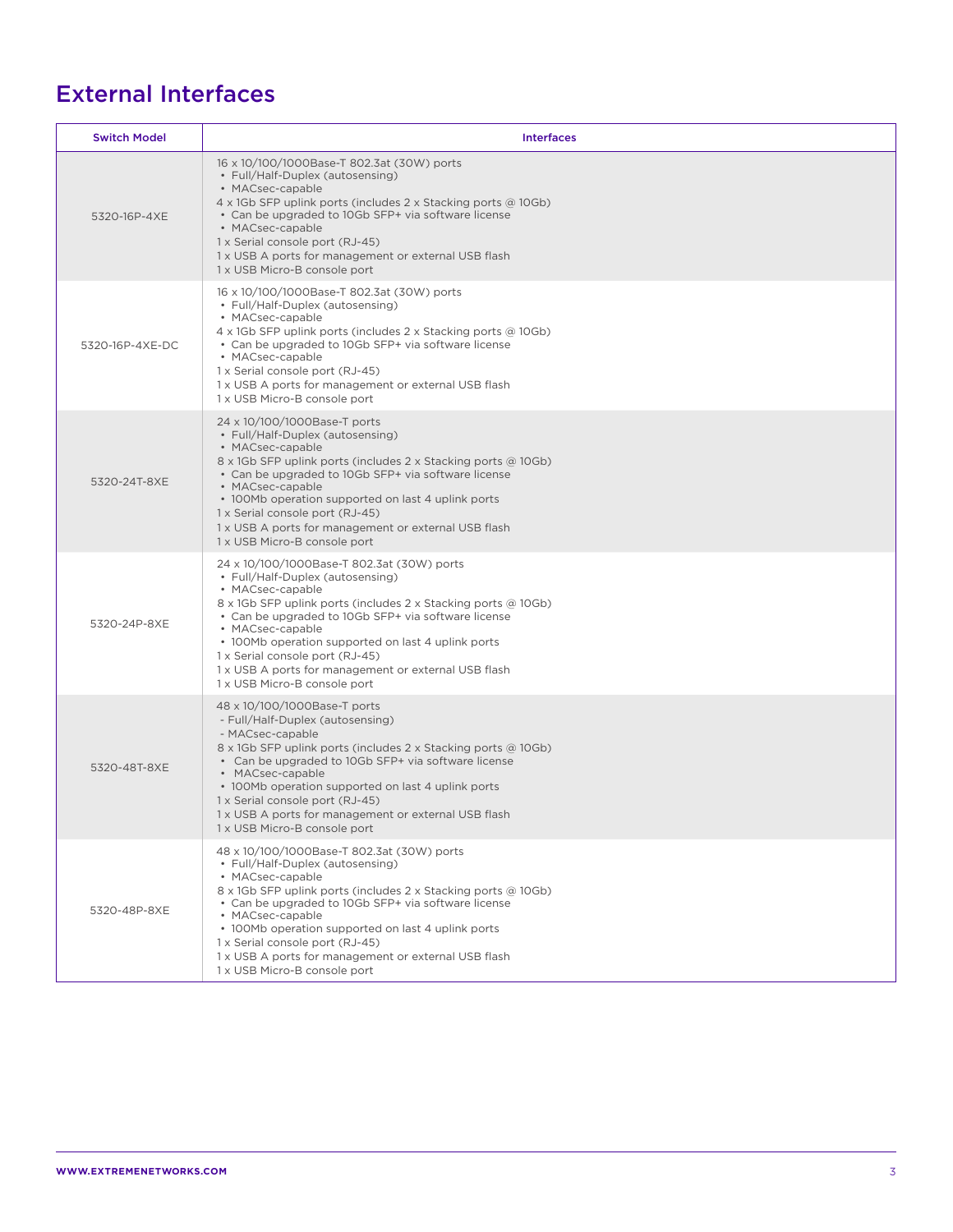## External Interfaces

| Switch Model | Interfaces |
|---|---|
| 5320-16P-4XE | 16 x 10/100/1000Base-T 802.3at (30W) ports<br>• Full/Half-Duplex (autosensing)<br>• MACsec-capable<br>4 x 1Gb SFP uplink ports (includes 2 x Stacking ports @ 10Gb)<br>• Can be upgraded to 10Gb SFP+ via software license<br>• MACsec-capable<br>1 x Serial console port (RJ-45)<br>1 x USB A ports for management or external USB flash<br>1 x USB Micro-B console port |
| 5320-16P-4XE-DC | 16 x 10/100/1000Base-T 802.3at (30W) ports<br>• Full/Half-Duplex (autosensing)<br>• MACsec-capable<br>4 x 1Gb SFP uplink ports (includes 2 x Stacking ports @ 10Gb)<br>• Can be upgraded to 10Gb SFP+ via software license<br>• MACsec-capable<br>1 x Serial console port (RJ-45)<br>1 x USB A ports for management or external USB flash<br>1 x USB Micro-B console port |
| 5320-24T-8XE | 24 x 10/100/1000Base-T ports<br>• Full/Half-Duplex (autosensing)<br>• MACsec-capable<br>8 x 1Gb SFP uplink ports (includes 2 x Stacking ports @ 10Gb)<br>• Can be upgraded to 10Gb SFP+ via software license<br>• MACsec-capable<br>• 100Mb operation supported on last 4 uplink ports<br>1 x Serial console port (RJ-45)<br>1 x USB A ports for management or external USB flash<br>1 x USB Micro-B console port |
| 5320-24P-8XE | 24 x 10/100/1000Base-T 802.3at (30W) ports<br>• Full/Half-Duplex (autosensing)<br>• MACsec-capable<br>8 x 1Gb SFP uplink ports (includes 2 x Stacking ports @ 10Gb)<br>• Can be upgraded to 10Gb SFP+ via software license<br>• MACsec-capable<br>• 100Mb operation supported on last 4 uplink ports<br>1 x Serial console port (RJ-45)<br>1 x USB A ports for management or external USB flash<br>1 x USB Micro-B console port |
| 5320-48T-8XE | 48 x 10/100/1000Base-T ports<br>- Full/Half-Duplex (autosensing)<br>- MACsec-capable<br>8 x 1Gb SFP uplink ports (includes 2 x Stacking ports @ 10Gb)<br>• Can be upgraded to 10Gb SFP+ via software license<br>• MACsec-capable<br>• 100Mb operation supported on last 4 uplink ports<br>1 x Serial console port (RJ-45)<br>1 x USB A ports for management or external USB flash<br>1 x USB Micro-B console port |
| 5320-48P-8XE | 48 x 10/100/1000Base-T 802.3at (30W) ports<br>• Full/Half-Duplex (autosensing)<br>• MACsec-capable<br>8 x 1Gb SFP uplink ports (includes 2 x Stacking ports @ 10Gb)<br>• Can be upgraded to 10Gb SFP+ via software license<br>• MACsec-capable<br>• 100Mb operation supported on last 4 uplink ports<br>1 x Serial console port (RJ-45)<br>1 x USB A ports for management or external USB flash<br>1 x USB Micro-B console port |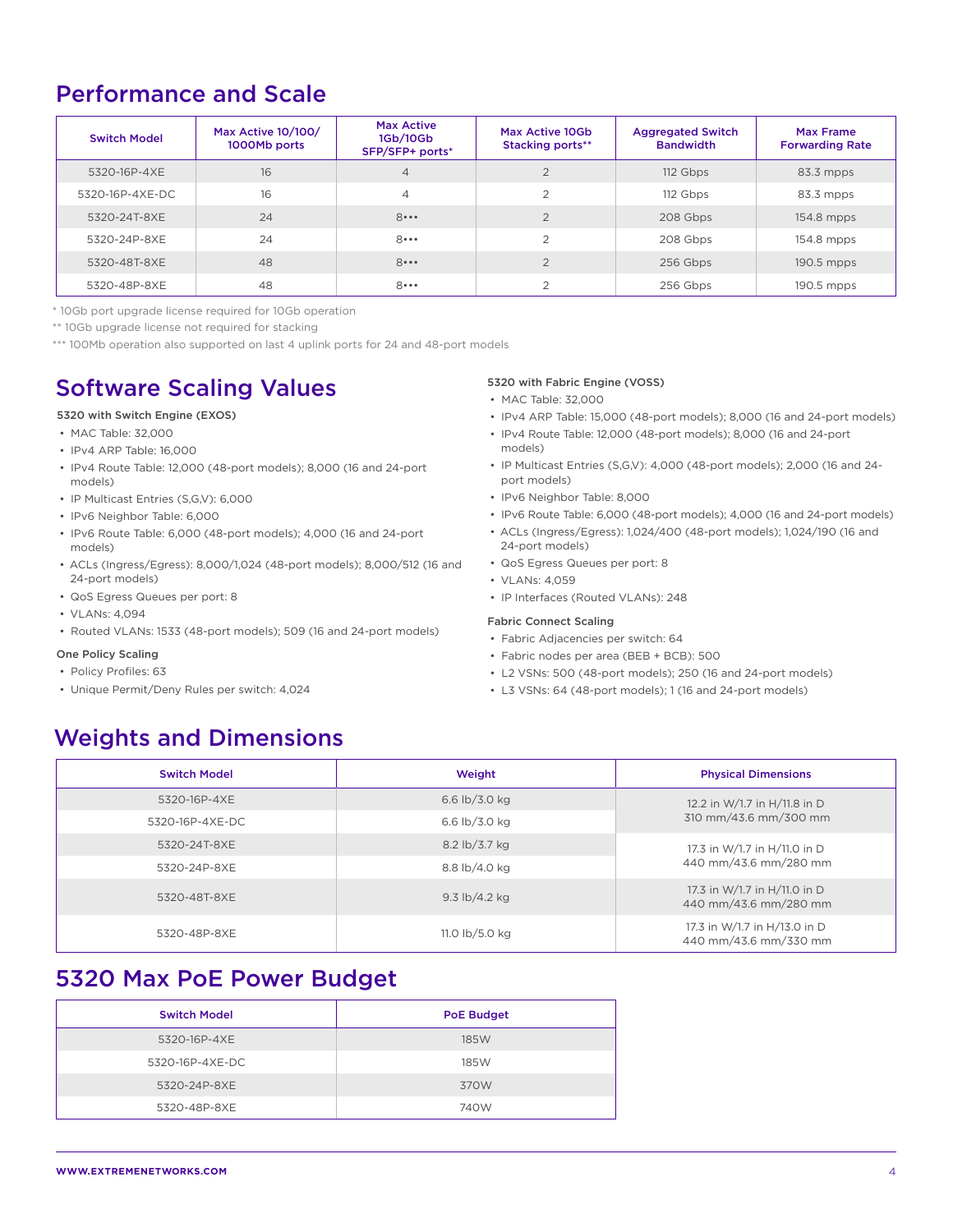## Performance and Scale

| Switch Model | Max Active 10/100/ 1000Mb ports | Max Active 1Gb/10Gb SFP/SFP+ ports* | Max Active 10Gb Stacking ports** | Aggregated Switch Bandwidth | Max Frame Forwarding Rate |
|---|---|---|---|---|---|
| 5320-16P-4XE | 16 | 4 | 2 | 112 Gbps | 83.3 mpps |
| 5320-16P-4XE-DC | 16 | 4 | 2 | 112 Gbps | 83.3 mpps |
| 5320-24T-8XE | 24 | 8*** | 2 | 208 Gbps | 154.8 mpps |
| 5320-24P-8XE | 24 | 8*** | 2 | 208 Gbps | 154.8 mpps |
| 5320-48T-8XE | 48 | 8*** | 2 | 256 Gbps | 190.5 mpps |
| 5320-48P-8XE | 48 | 8*** | 2 | 256 Gbps | 190.5 mpps |

\* 10Gb port upgrade license required for 10Gb operation

\*\* 10Gb upgrade license not required for stacking

\*\*\* 100Mb operation also supported on last 4 uplink ports for 24 and 48-port models

## Software Scaling Values

**5320 with Switch Engine (EXOS)**

- MAC Table: 32,000
- IPv4 ARP Table: 16,000
- IPv4 Route Table: 12,000 (48-port models); 8,000 (16 and 24-port models)
- IP Multicast Entries (S,G,V): 6,000
- IPv6 Neighbor Table: 6,000
- IPv6 Route Table: 6,000 (48-port models); 4,000 (16 and 24-port models)
- ACLs (Ingress/Egress): 8,000/1,024 (48-port models); 8,000/512 (16 and 24-port models)
- QoS Egress Queues per port: 8
- VLANs: 4,094
- Routed VLANs: 1533 (48-port models); 509 (16 and 24-port models)

**One Policy Scaling**

- Policy Profiles: 63
- Unique Permit/Deny Rules per switch: 4,024

**5320 with Fabric Engine (VOSS)**

- MAC Table: 32,000
- IPv4 ARP Table: 15,000 (48-port models); 8,000 (16 and 24-port models)
- IPv4 Route Table: 12,000 (48-port models); 8,000 (16 and 24-port models)
- IP Multicast Entries (S,G,V): 4,000 (48-port models); 2,000 (16 and 24-port models)
- IPv6 Neighbor Table: 8,000
- IPv6 Route Table: 6,000 (48-port models); 4,000 (16 and 24-port models)
- ACLs (Ingress/Egress): 1,024/400 (48-port models); 1,024/190 (16 and 24-port models)
- QoS Egress Queues per port: 8
- VLANs: 4,059
- IP Interfaces (Routed VLANs): 248

**Fabric Connect Scaling**

- Fabric Adjacencies per switch: 64
- Fabric nodes per area (BEB + BCB): 500
- L2 VSNs: 500 (48-port models); 250 (16 and 24-port models)
- L3 VSNs: 64 (48-port models); 1 (16 and 24-port models)

## Weights and Dimensions

| Switch Model | Weight | Physical Dimensions |
|---|---|---|
| 5320-16P-4XE | 6.6 lb/3.0 kg | 12.2 in W/1.7 in H/11.8 in D 310 mm/43.6 mm/300 mm |
| 5320-16P-4XE-DC | 6.6 lb/3.0 kg | |
| 5320-24T-8XE | 8.2 lb/3.7 kg | 17.3 in W/1.7 in H/11.0 in D 440 mm/43.6 mm/280 mm |
| 5320-24P-8XE | 8.8 lb/4.0 kg | |
| 5320-48T-8XE | 9.3 lb/4.2 kg | 17.3 in W/1.7 in H/11.0 in D 440 mm/43.6 mm/280 mm |
| 5320-48P-8XE | 11.0 lb/5.0 kg | 17.3 in W/1.7 in H/13.0 in D 440 mm/43.6 mm/330 mm |

## 5320 Max PoE Power Budget

| Switch Model | PoE Budget |
|---|---|
| 5320-16P-4XE | 185W |
| 5320-16P-4XE-DC | 185W |
| 5320-24P-8XE | 370W |
| 5320-48P-8XE | 740W |

WWW.EXTREMENETWORKS.COM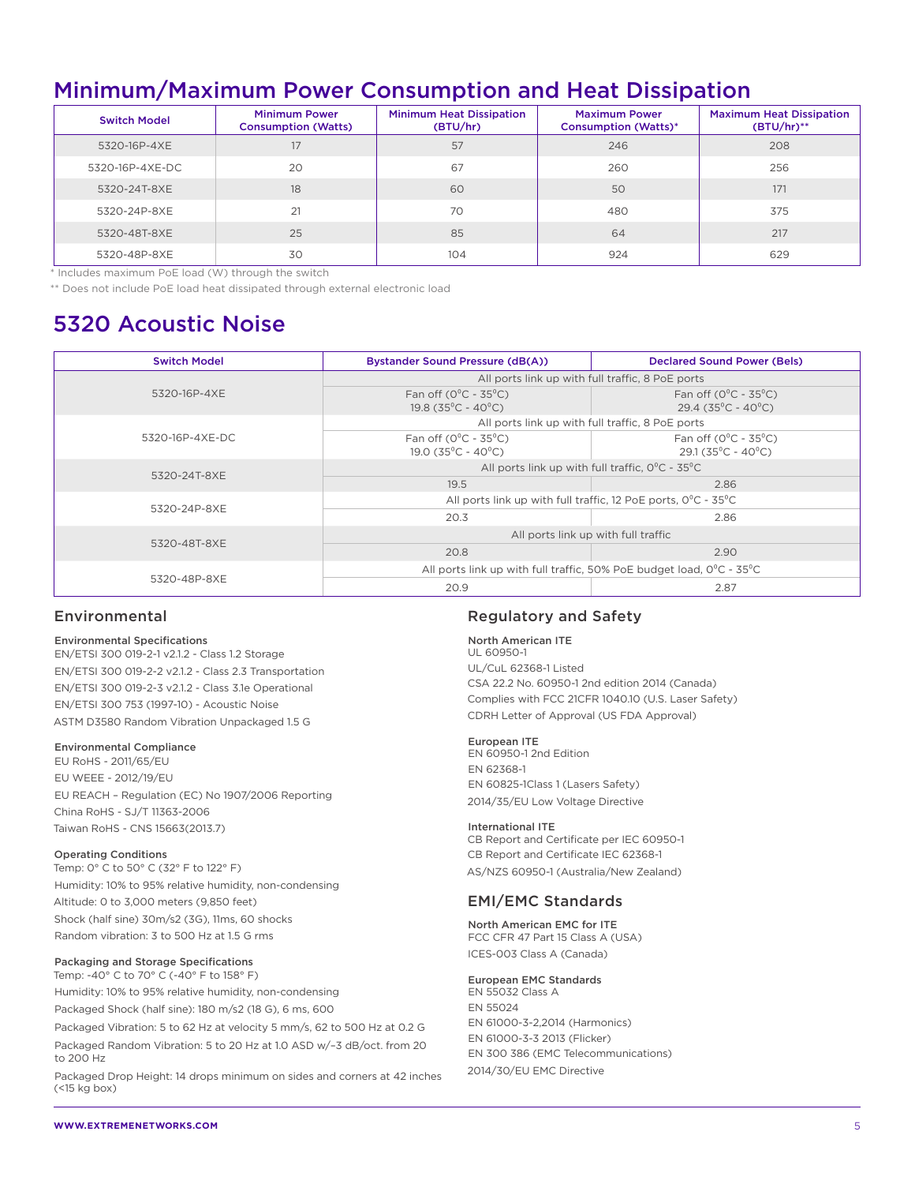# Minimum/Maximum Power Consumption and Heat Dissipation

| Switch Model | Minimum Power Consumption (Watts) | Minimum Heat Dissipation (BTU/hr) | Maximum Power Consumption (Watts)* | Maximum Heat Dissipation (BTU/hr)** |
|---|---|---|---|---|
| 5320-16P-4XE | 17 | 57 | 246 | 208 |
| 5320-16P-4XE-DC | 20 | 67 | 260 | 256 |
| 5320-24T-8XE | 18 | 60 | 50 | 171 |
| 5320-24P-8XE | 21 | 70 | 480 | 375 |
| 5320-48T-8XE | 25 | 85 | 64 | 217 |
| 5320-48P-8XE | 30 | 104 | 924 | 629 |

* Includes maximum PoE load (W) through the switch

** Does not include PoE load heat dissipated through external electronic load

# 5320 Acoustic Noise

| Switch Model | Bystander Sound Pressure (dB(A)) | Declared Sound Power (Bels) |
|---|---|---|
| 5320-16P-4XE | All ports link up with full traffic, 8 PoE ports | |
| | Fan off (0°C - 35°C) 19.8 (35°C - 40°C) | Fan off (0°C - 35°C) 29.4 (35°C - 40°C) |
| 5320-16P-4XE-DC | All ports link up with full traffic, 8 PoE ports | |
| | Fan off (0°C - 35°C) 19.0 (35°C - 40°C) | Fan off (0°C - 35°C) 29.1 (35°C - 40°C) |
| 5320-24T-8XE | All ports link up with full traffic, 0°C - 35°C | |
| | 19.5 | 2.86 |
| 5320-24P-8XE | All ports link up with full traffic, 12 PoE ports, 0°C - 35°C | |
| | 20.3 | 2.86 |
| 5320-48T-8XE | All ports link up with full traffic | |
| | 20.8 | 2.90 |
| 5320-48P-8XE | All ports link up with full traffic, 50% PoE budget load, 0°C - 35°C | |
| | 20.9 | 2.87 |

## Environmental

### Environmental Specifications

EN/ETSI 300 019-2-1 v2.1.2 - Class 1.2 Storage

EN/ETSI 300 019-2-2 v2.1.2 - Class 2.3 Transportation

EN/ETSI 300 019-2-3 v2.1.2 - Class 3.1e Operational

EN/ETSI 300 753 (1997-10) - Acoustic Noise

ASTM D3580 Random Vibration Unpackaged 1.5 G

### Environmental Compliance

EU RoHS - 2011/65/EU

EU WEEE - 2012/19/EU

EU REACH – Regulation (EC) No 1907/2006 Reporting

China RoHS - SJ/T 11363-2006

Taiwan RoHS - CNS 15663(2013.7)

### Operating Conditions

Temp: 0° C to 50° C (32° F to 122° F)

Humidity: 10% to 95% relative humidity, non-condensing

Altitude: 0 to 3,000 meters (9,850 feet)

Shock (half sine) 30m/s2 (3G), 11ms, 60 shocks

Random vibration: 3 to 500 Hz at 1.5 G rms

### Packaging and Storage Specifications

Temp: -40° C to 70° C (-40° F to 158° F)

Humidity: 10% to 95% relative humidity, non-condensing

Packaged Shock (half sine): 180 m/s2 (18 G), 6 ms, 600

Packaged Vibration: 5 to 62 Hz at velocity 5 mm/s, 62 to 500 Hz at 0.2 G

Packaged Random Vibration: 5 to 20 Hz at 1.0 ASD w/–3 dB/oct. from 20 to 200 Hz

Packaged Drop Height: 14 drops minimum on sides and corners at 42 inches (<15 kg box)

## Regulatory and Safety

### North American ITE

UL 60950-1

UL/CuL 62368-1 Listed

CSA 22.2 No. 60950-1 2nd edition 2014 (Canada)

Complies with FCC 21CFR 1040.10 (U.S. Laser Safety)

CDRH Letter of Approval (US FDA Approval)

### European ITE

EN 60950-1 2nd Edition

EN 62368-1

EN 60825-1Class 1 (Lasers Safety)

2014/35/EU Low Voltage Directive

### International ITE

CB Report and Certificate per IEC 60950-1

CB Report and Certificate IEC 62368-1

AS/NZS 60950-1 (Australia/New Zealand)

## EMI/EMC Standards

### North American EMC for ITE

FCC CFR 47 Part 15 Class A (USA)

ICES-003 Class A (Canada)

### European EMC Standards

EN 55032 Class A

EN 55024

EN 61000-3-2,2014 (Harmonics)

EN 61000-3-3 2013 (Flicker)

EN 300 386 (EMC Telecommunications)

2014/30/EU EMC Directive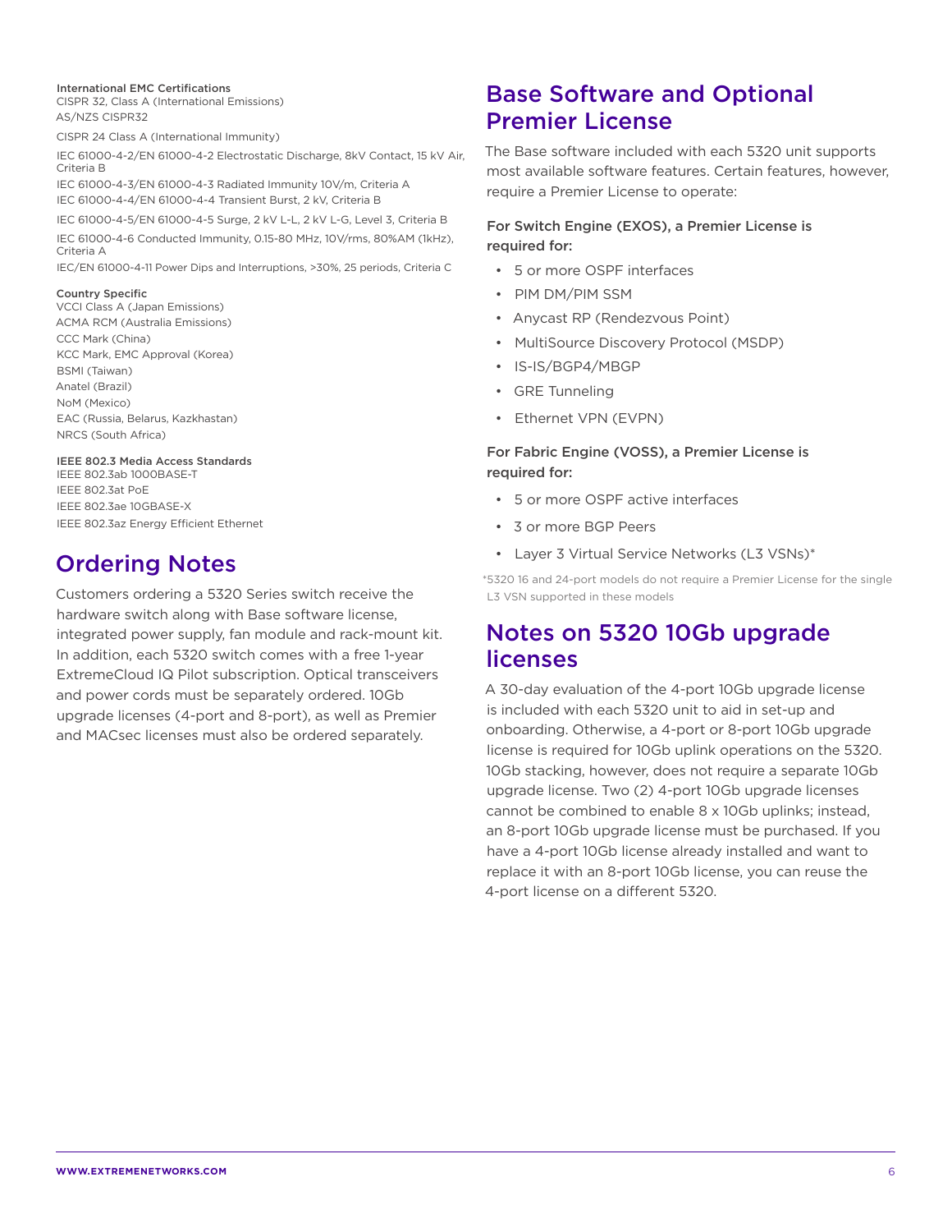**International EMC Certifications**

CISPR 32, Class A (International Emissions)

AS/NZS CISPR32

CISPR 24 Class A (International Immunity)

IEC 61000-4-2/EN 61000-4-2 Electrostatic Discharge, 8kV Contact, 15 kV Air, Criteria B

IEC 61000-4-3/EN 61000-4-3 Radiated Immunity 10V/m, Criteria A

IEC 61000-4-4/EN 61000-4-4 Transient Burst, 2 kV, Criteria B

IEC 61000-4-5/EN 61000-4-5 Surge, 2 kV L-L, 2 kV L-G, Level 3, Criteria B

IEC 61000-4-6 Conducted Immunity, 0.15-80 MHz, 10V/rms, 80%AM (1kHz), Criteria A

IEC/EN 61000-4-11 Power Dips and Interruptions, >30%, 25 periods, Criteria C

**Country Specific**

VCCI Class A (Japan Emissions)

ACMA RCM (Australia Emissions)

CCC Mark (China)

KCC Mark, EMC Approval (Korea)

BSMI (Taiwan)

Anatel (Brazil)

NoM (Mexico)

EAC (Russia, Belarus, Kazkhastan)

NRCS (South Africa)

**IEEE 802.3 Media Access Standards**

IEEE 802.3ab 1000BASE-T

IEEE 802.3at PoE

IEEE 802.3ae 10GBASE-X

IEEE 802.3az Energy Efficient Ethernet

## Ordering Notes

Customers ordering a 5320 Series switch receive the hardware switch along with Base software license, integrated power supply, fan module and rack-mount kit. In addition, each 5320 switch comes with a free 1-year ExtremeCloud IQ Pilot subscription. Optical transceivers and power cords must be separately ordered. 10Gb upgrade licenses (4-port and 8-port), as well as Premier and MACsec licenses must also be ordered separately.

## Base Software and Optional Premier License

The Base software included with each 5320 unit supports most available software features. Certain features, however, require a Premier License to operate:

**For Switch Engine (EXOS), a Premier License is required for:**

- 5 or more OSPF interfaces
- PIM DM/PIM SSM
- Anycast RP (Rendezvous Point)
- MultiSource Discovery Protocol (MSDP)
- IS-IS/BGP4/MBGP
- GRE Tunneling
- Ethernet VPN (EVPN)

**For Fabric Engine (VOSS), a Premier License is required for:**

- 5 or more OSPF active interfaces
- 3 or more BGP Peers
- Layer 3 Virtual Service Networks (L3 VSNs)*

*5320 16 and 24-port models do not require a Premier License for the single L3 VSN supported in these models

## Notes on 5320 10Gb upgrade licenses

A 30-day evaluation of the 4-port 10Gb upgrade license is included with each 5320 unit to aid in set-up and onboarding. Otherwise, a 4-port or 8-port 10Gb upgrade license is required for 10Gb uplink operations on the 5320. 10Gb stacking, however, does not require a separate 10Gb upgrade license. Two (2) 4-port 10Gb upgrade licenses cannot be combined to enable 8 x 10Gb uplinks; instead, an 8-port 10Gb upgrade license must be purchased. If you have a 4-port 10Gb license already installed and want to replace it with an 8-port 10Gb license, you can reuse the 4-port license on a different 5320.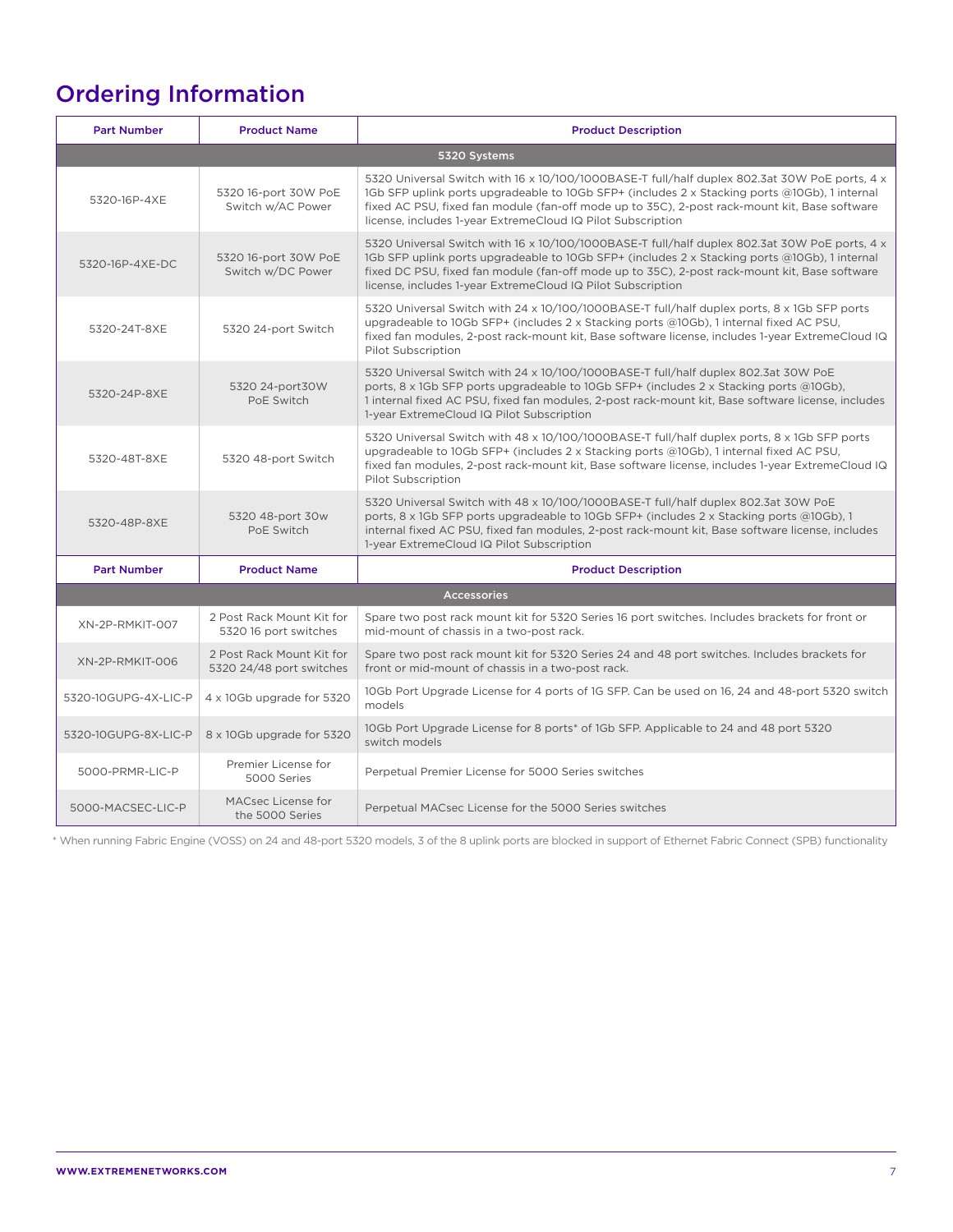# Ordering Information

| Part Number | Product Name | Product Description |
|---|---|---|
| **5320 Systems** | | |
| 5320-16P-4XE | 5320 16-port 30W PoE Switch w/AC Power | 5320 Universal Switch with 16 x 10/100/1000BASE-T full/half duplex 802.3at 30W PoE ports, 4 x 1Gb SFP uplink ports upgradeable to 10Gb SFP+ (includes 2 x Stacking ports @10Gb), 1 internal fixed AC PSU, fixed fan module (fan-off mode up to 35C), 2-post rack-mount kit, Base software license, includes 1-year ExtremeCloud IQ Pilot Subscription |
| 5320-16P-4XE-DC | 5320 16-port 30W PoE Switch w/DC Power | 5320 Universal Switch with 16 x 10/100/1000BASE-T full/half duplex 802.3at 30W PoE ports, 4 x 1Gb SFP uplink ports upgradeable to 10Gb SFP+ (includes 2 x Stacking ports @10Gb), 1 internal fixed DC PSU, fixed fan module (fan-off mode up to 35C), 2-post rack-mount kit, Base software license, includes 1-year ExtremeCloud IQ Pilot Subscription |
| 5320-24T-8XE | 5320 24-port Switch | 5320 Universal Switch with 24 x 10/100/1000BASE-T full/half duplex ports, 8 x 1Gb SFP ports upgradeable to 10Gb SFP+ (includes 2 x Stacking ports @10Gb), 1 internal fixed AC PSU, fixed fan modules, 2-post rack-mount kit, Base software license, includes 1-year ExtremeCloud IQ Pilot Subscription |
| 5320-24P-8XE | 5320 24-port30W PoE Switch | 5320 Universal Switch with 24 x 10/100/1000BASE-T full/half duplex 802.3at 30W PoE ports, 8 x 1Gb SFP ports upgradeable to 10Gb SFP+ (includes 2 x Stacking ports @10Gb), 1 internal fixed AC PSU, fixed fan modules, 2-post rack-mount kit, Base software license, includes 1-year ExtremeCloud IQ Pilot Subscription |
| 5320-48T-8XE | 5320 48-port Switch | 5320 Universal Switch with 48 x 10/100/1000BASE-T full/half duplex ports, 8 x 1Gb SFP ports upgradeable to 10Gb SFP+ (includes 2 x Stacking ports @10Gb), 1 internal fixed AC PSU, fixed fan modules, 2-post rack-mount kit, Base software license, includes 1-year ExtremeCloud IQ Pilot Subscription |
| 5320-48P-8XE | 5320 48-port 30w PoE Switch | 5320 Universal Switch with 48 x 10/100/1000BASE-T full/half duplex 802.3at 30W PoE ports, 8 x 1Gb SFP ports upgradeable to 10Gb SFP+ (includes 2 x Stacking ports @10Gb), 1 internal fixed AC PSU, fixed fan modules, 2-post rack-mount kit, Base software license, includes 1-year ExtremeCloud IQ Pilot Subscription |

| Part Number | Product Name | Product Description |
|---|---|---|
| **Accessories** | | |
| XN-2P-RMKIT-007 | 2 Post Rack Mount Kit for 5320 16 port switches | Spare two post rack mount kit for 5320 Series 16 port switches. Includes brackets for front or mid-mount of chassis in a two-post rack. |
| XN-2P-RMKIT-006 | 2 Post Rack Mount Kit for 5320 24/48 port switches | Spare two post rack mount kit for 5320 Series 24 and 48 port switches. Includes brackets for front or mid-mount of chassis in a two-post rack. |
| 5320-10GUPG-4X-LIC-P | 4 x 10Gb upgrade for 5320 | 10Gb Port Upgrade License for 4 ports of 1G SFP. Can be used on 16, 24 and 48-port 5320 switch models |
| 5320-10GUPG-8X-LIC-P | 8 x 10Gb upgrade for 5320 | 10Gb Port Upgrade License for 8 ports* of 1Gb SFP. Applicable to 24 and 48 port 5320 switch models |
| 5000-PRMR-LIC-P | Premier License for 5000 Series | Perpetual Premier License for 5000 Series switches |
| 5000-MACSEC-LIC-P | MACsec License for the 5000 Series | Perpetual MACsec License for the 5000 Series switches |

* When running Fabric Engine (VOSS) on 24 and 48-port 5320 models, 3 of the 8 uplink ports are blocked in support of Ethernet Fabric Connect (SPB) functionality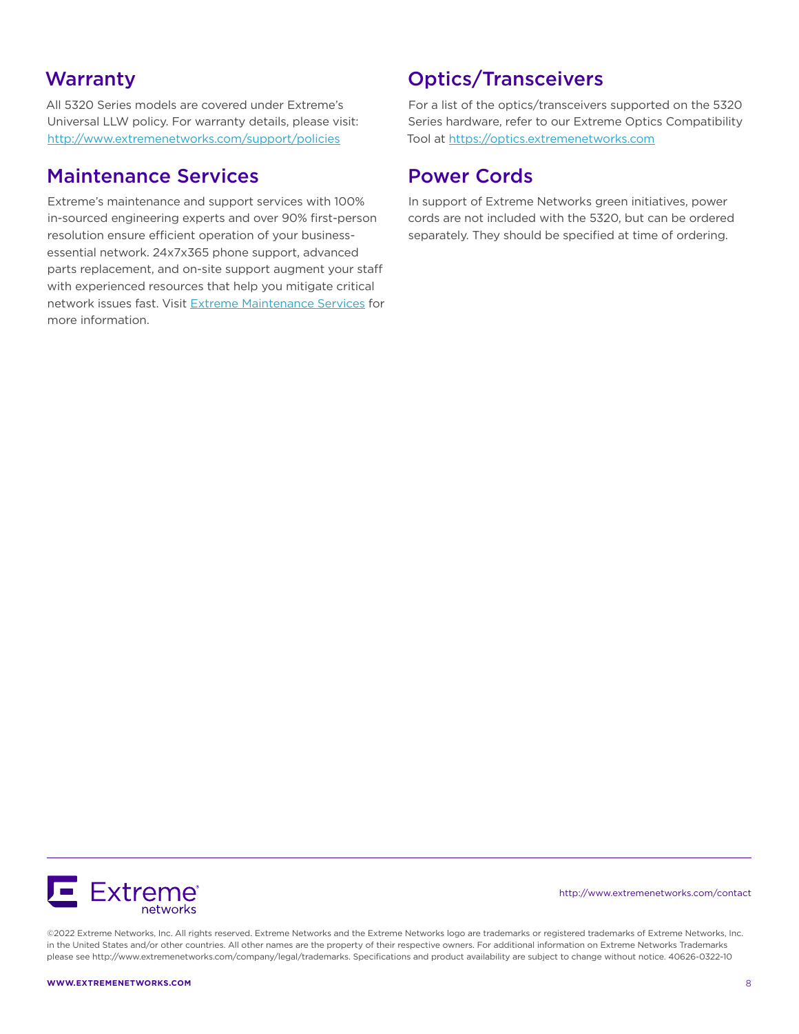## Warranty

All 5320 Series models are covered under Extreme's Universal LLW policy. For warranty details, please visit: http://www.extremenetworks.com/support/policies

## Maintenance Services

Extreme's maintenance and support services with 100% in-sourced engineering experts and over 90% first-person resolution ensure efficient operation of your business-essential network. 24x7x365 phone support, advanced parts replacement, and on-site support augment your staff with experienced resources that help you mitigate critical network issues fast. Visit Extreme Maintenance Services for more information.

## Optics/Transceivers

For a list of the optics/transceivers supported on the 5320 Series hardware, refer to our Extreme Optics Compatibility Tool at https://optics.extremenetworks.com

## Power Cords

In support of Extreme Networks green initiatives, power cords are not included with the 5320, but can be ordered separately. They should be specified at time of ordering.

http://www.extremenetworks.com/contact

©2022 Extreme Networks, Inc. All rights reserved. Extreme Networks and the Extreme Networks logo are trademarks or registered trademarks of Extreme Networks, Inc. in the United States and/or other countries. All other names are the property of their respective owners. For additional information on Extreme Networks Trademarks please see http://www.extremenetworks.com/company/legal/trademarks. Specifications and product availability are subject to change without notice. 40626-0322-10